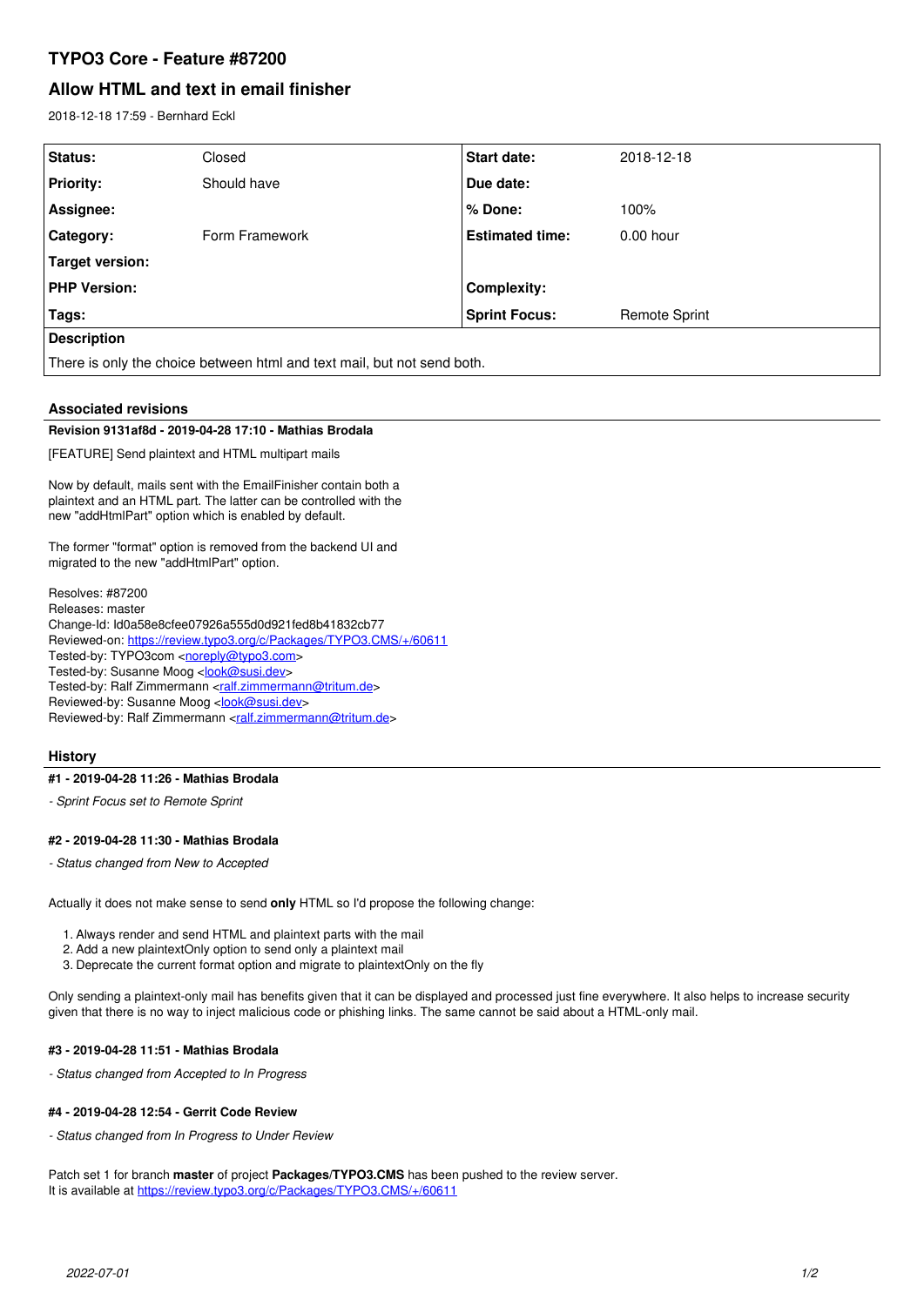# TYPO3 Core - Feature #87200

## Allow HTML and text in email finisher

2018-12-18 17:59 - Bernhard Eckl

| Status: | Closed | Start date: | 2018-12-18 |
|---|---|---|---|
| Priority: | Should have | Due date: | |
| Assignee: | | % Done: | 100% |
| Category: | Form Framework | Estimated time: | 0.00 hour |
| Target version: | | | |
| PHP Version: | | Complexity: | |
| Tags: | | Sprint Focus: | Remote Sprint |

**Description**

There is only the choice between html and text mail, but not send both.

### Associated revisions

**Revision 9131af8d - 2019-04-28 17:10 - Mathias Brodala**

[FEATURE] Send plaintext and HTML multipart mails

Now by default, mails sent with the EmailFinisher contain both a plaintext and an HTML part. The latter can be controlled with the new "addHtmlPart" option which is enabled by default.

The former "format" option is removed from the backend UI and migrated to the new "addHtmlPart" option.

Resolves: #87200
Releases: master
Change-Id: Id0a58e8cfee07926a555d0d921fed8b41832cb77
Reviewed-on: https://review.typo3.org/c/Packages/TYPO3.CMS/+/60611
Tested-by: TYPO3com <noreply@typo3.com>
Tested-by: Susanne Moog <look@susi.dev>
Tested-by: Ralf Zimmermann <ralf.zimmermann@tritum.de>
Reviewed-by: Susanne Moog <look@susi.dev>
Reviewed-by: Ralf Zimmermann <ralf.zimmermann@tritum.de>

### History

**#1 - 2019-04-28 11:26 - Mathias Brodala**

*- Sprint Focus set to Remote Sprint*

**#2 - 2019-04-28 11:30 - Mathias Brodala**

*- Status changed from New to Accepted*

Actually it does not make sense to send **only** HTML so I'd propose the following change:

1. Always render and send HTML and plaintext parts with the mail
2. Add a new plaintextOnly option to send only a plaintext mail
3. Deprecate the current format option and migrate to plaintextOnly on the fly

Only sending a plaintext-only mail has benefits given that it can be displayed and processed just fine everywhere. It also helps to increase security given that there is no way to inject malicious code or phishing links. The same cannot be said about a HTML-only mail.

**#3 - 2019-04-28 11:51 - Mathias Brodala**

*- Status changed from Accepted to In Progress*

**#4 - 2019-04-28 12:54 - Gerrit Code Review**

*- Status changed from In Progress to Under Review*

Patch set 1 for branch **master** of project **Packages/TYPO3.CMS** has been pushed to the review server.
It is available at https://review.typo3.org/c/Packages/TYPO3.CMS/+/60611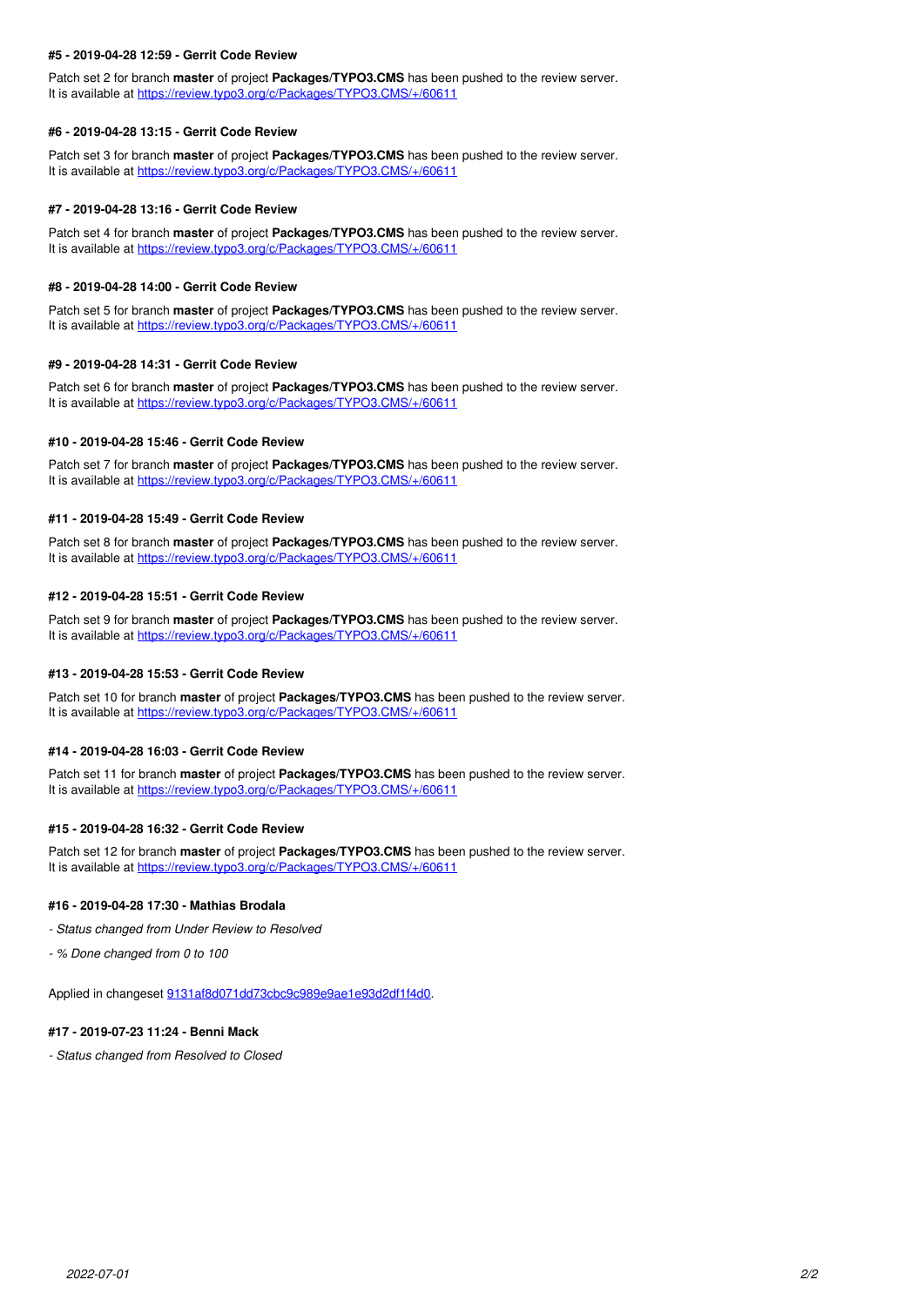#### #5 - 2019-04-28 12:59 - Gerrit Code Review

Patch set 2 for branch **master** of project **Packages/TYPO3.CMS** has been pushed to the review server.
It is available at https://review.typo3.org/c/Packages/TYPO3.CMS/+/60611

#### #6 - 2019-04-28 13:15 - Gerrit Code Review

Patch set 3 for branch **master** of project **Packages/TYPO3.CMS** has been pushed to the review server.
It is available at https://review.typo3.org/c/Packages/TYPO3.CMS/+/60611

#### #7 - 2019-04-28 13:16 - Gerrit Code Review

Patch set 4 for branch **master** of project **Packages/TYPO3.CMS** has been pushed to the review server.
It is available at https://review.typo3.org/c/Packages/TYPO3.CMS/+/60611

#### #8 - 2019-04-28 14:00 - Gerrit Code Review

Patch set 5 for branch **master** of project **Packages/TYPO3.CMS** has been pushed to the review server.
It is available at https://review.typo3.org/c/Packages/TYPO3.CMS/+/60611

#### #9 - 2019-04-28 14:31 - Gerrit Code Review

Patch set 6 for branch **master** of project **Packages/TYPO3.CMS** has been pushed to the review server.
It is available at https://review.typo3.org/c/Packages/TYPO3.CMS/+/60611

#### #10 - 2019-04-28 15:46 - Gerrit Code Review

Patch set 7 for branch **master** of project **Packages/TYPO3.CMS** has been pushed to the review server.
It is available at https://review.typo3.org/c/Packages/TYPO3.CMS/+/60611

#### #11 - 2019-04-28 15:49 - Gerrit Code Review

Patch set 8 for branch **master** of project **Packages/TYPO3.CMS** has been pushed to the review server.
It is available at https://review.typo3.org/c/Packages/TYPO3.CMS/+/60611

#### #12 - 2019-04-28 15:51 - Gerrit Code Review

Patch set 9 for branch **master** of project **Packages/TYPO3.CMS** has been pushed to the review server.
It is available at https://review.typo3.org/c/Packages/TYPO3.CMS/+/60611

#### #13 - 2019-04-28 15:53 - Gerrit Code Review

Patch set 10 for branch **master** of project **Packages/TYPO3.CMS** has been pushed to the review server.
It is available at https://review.typo3.org/c/Packages/TYPO3.CMS/+/60611

#### #14 - 2019-04-28 16:03 - Gerrit Code Review

Patch set 11 for branch **master** of project **Packages/TYPO3.CMS** has been pushed to the review server.
It is available at https://review.typo3.org/c/Packages/TYPO3.CMS/+/60611

#### #15 - 2019-04-28 16:32 - Gerrit Code Review

Patch set 12 for branch **master** of project **Packages/TYPO3.CMS** has been pushed to the review server.
It is available at https://review.typo3.org/c/Packages/TYPO3.CMS/+/60611

#### #16 - 2019-04-28 17:30 - Mathias Brodala

- *Status changed from Under Review to Resolved*
- *% Done changed from 0 to 100*

Applied in changeset 9131af8d071dd73cbc9c989e9ae1e93d2df1f4d0.

#### #17 - 2019-07-23 11:24 - Benni Mack

- *Status changed from Resolved to Closed*